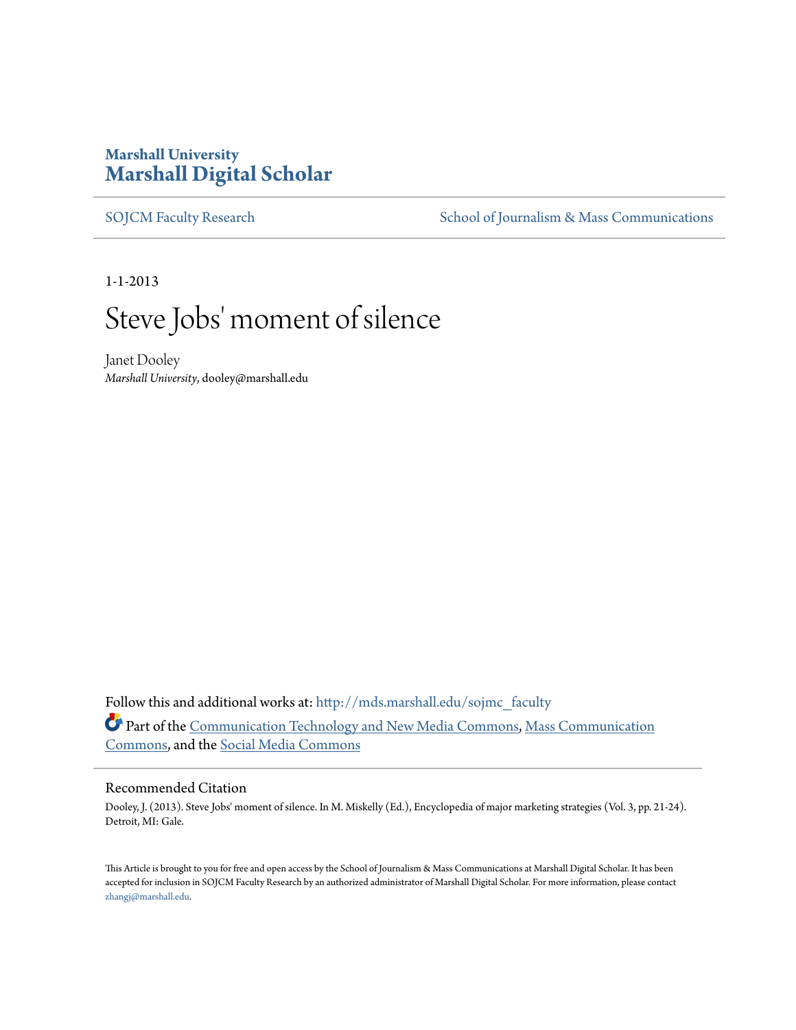**Marshall University**
# Marshall Digital Scholar

SOJCM Faculty Research | School of Journalism & Mass Communications

1-1-2013

# Steve Jobs' moment of silence

Janet Dooley
*Marshall University*, dooley@marshall.edu

Follow this and additional works at: http://mds.marshall.edu/sojmc_faculty

Part of the Communication Technology and New Media Commons, Mass Communication Commons, and the Social Media Commons

## Recommended Citation

Dooley, J. (2013). Steve Jobs' moment of silence. In M. Miskelly (Ed.), Encyclopedia of major marketing strategies (Vol. 3, pp. 21-24). Detroit, MI: Gale.

This Article is brought to you for free and open access by the School of Journalism & Mass Communications at Marshall Digital Scholar. It has been accepted for inclusion in SOJCM Faculty Research by an authorized administrator of Marshall Digital Scholar. For more information, please contact zhangj@marshall.edu.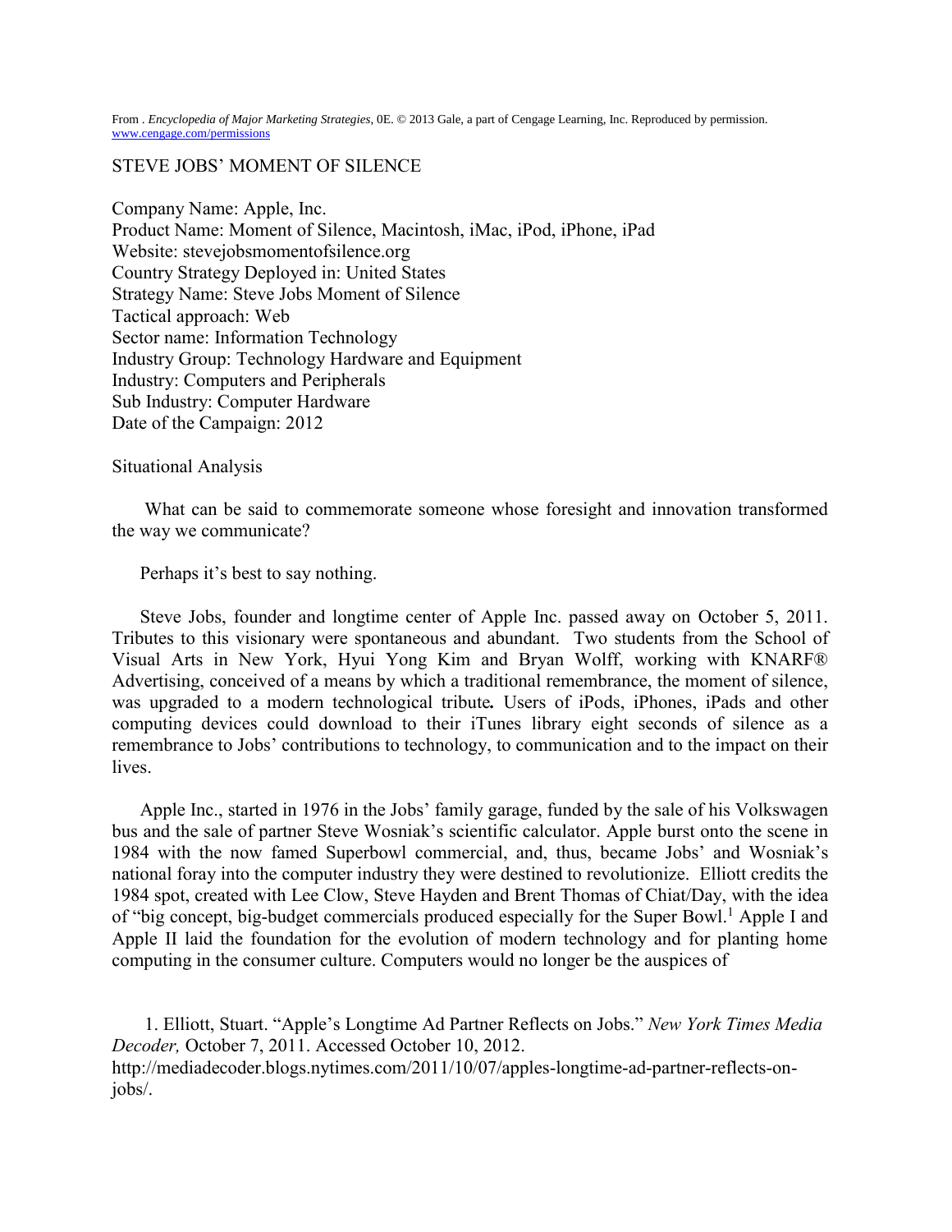From . *Encyclopedia of Major Marketing Strategies*, 0E. © 2013 Gale, a part of Cengage Learning, Inc. Reproduced by permission. www.cengage.com/permissions

# STEVE JOBS' MOMENT OF SILENCE

Company Name: Apple, Inc.
Product Name: Moment of Silence, Macintosh, iMac, iPod, iPhone, iPad
Website: stevejobsmomentofsilence.org
Country Strategy Deployed in: United States
Strategy Name: Steve Jobs Moment of Silence
Tactical approach: Web
Sector name: Information Technology
Industry Group: Technology Hardware and Equipment
Industry: Computers and Peripherals
Sub Industry: Computer Hardware
Date of the Campaign: 2012

## Situational Analysis

What can be said to commemorate someone whose foresight and innovation transformed the way we communicate?

Perhaps it's best to say nothing.

Steve Jobs, founder and longtime center of Apple Inc. passed away on October 5, 2011. Tributes to this visionary were spontaneous and abundant. Two students from the School of Visual Arts in New York, Hyui Yong Kim and Bryan Wolff, working with KNARF® Advertising, conceived of a means by which a traditional remembrance, the moment of silence, was upgraded to a modern technological tribute**.** Users of iPods, iPhones, iPads and other computing devices could download to their iTunes library eight seconds of silence as a remembrance to Jobs' contributions to technology, to communication and to the impact on their lives.

Apple Inc., started in 1976 in the Jobs' family garage, funded by the sale of his Volkswagen bus and the sale of partner Steve Wosniak's scientific calculator. Apple burst onto the scene in 1984 with the now famed Superbowl commercial, and, thus, became Jobs' and Wosniak's national foray into the computer industry they were destined to revolutionize. Elliott credits the 1984 spot, created with Lee Clow, Steve Hayden and Brent Thomas of Chiat/Day, with the idea of "big concept, big-budget commercials produced especially for the Super Bowl.[1] Apple I and Apple II laid the foundation for the evolution of modern technology and for planting home computing in the consumer culture. Computers would no longer be the auspices of

1. Elliott, Stuart. "Apple's Longtime Ad Partner Reflects on Jobs." *New York Times Media Decoder,* October 7, 2011. Accessed October 10, 2012. http://mediadecoder.blogs.nytimes.com/2011/10/07/apples-longtime-ad-partner-reflects-on-jobs/.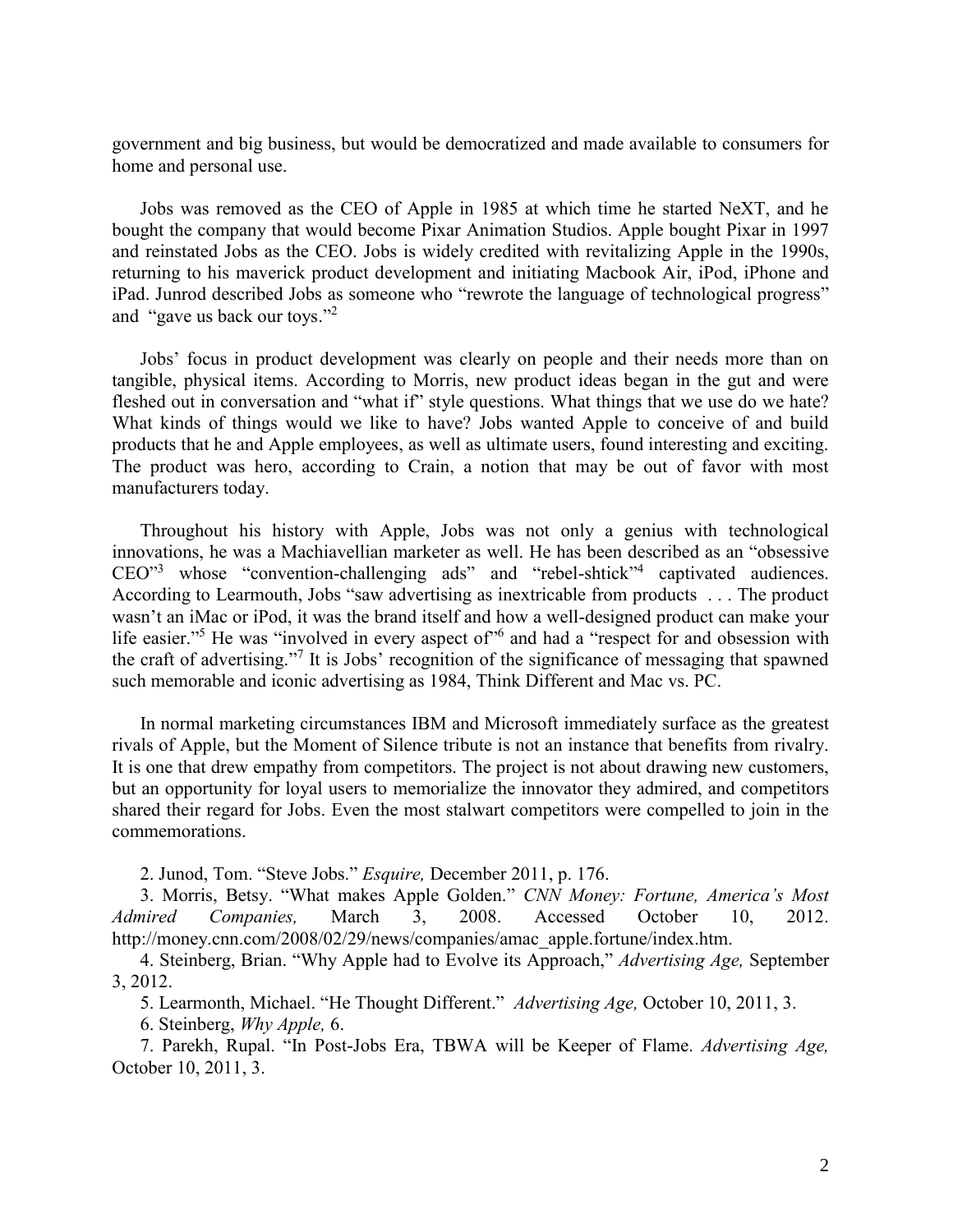government and big business, but would be democratized and made available to consumers for home and personal use.

Jobs was removed as the CEO of Apple in 1985 at which time he started NeXT, and he bought the company that would become Pixar Animation Studios. Apple bought Pixar in 1997 and reinstated Jobs as the CEO. Jobs is widely credited with revitalizing Apple in the 1990s, returning to his maverick product development and initiating Macbook Air, iPod, iPhone and iPad. Junrod described Jobs as someone who "rewrote the language of technological progress" and "gave us back our toys."[2]

Jobs' focus in product development was clearly on people and their needs more than on tangible, physical items. According to Morris, new product ideas began in the gut and were fleshed out in conversation and "what if" style questions. What things that we use do we hate? What kinds of things would we like to have? Jobs wanted Apple to conceive of and build products that he and Apple employees, as well as ultimate users, found interesting and exciting. The product was hero, according to Crain, a notion that may be out of favor with most manufacturers today.

Throughout his history with Apple, Jobs was not only a genius with technological innovations, he was a Machiavellian marketer as well. He has been described as an "obsessive CEO"[3] whose "convention-challenging ads" and "rebel-shtick"[4] captivated audiences. According to Learmouth, Jobs "saw advertising as inextricable from products . . . The product wasn't an iMac or iPod, it was the brand itself and how a well-designed product can make your life easier."[5] He was "involved in every aspect of"[6] and had a "respect for and obsession with the craft of advertising."[7] It is Jobs' recognition of the significance of messaging that spawned such memorable and iconic advertising as 1984, Think Different and Mac vs. PC.

In normal marketing circumstances IBM and Microsoft immediately surface as the greatest rivals of Apple, but the Moment of Silence tribute is not an instance that benefits from rivalry. It is one that drew empathy from competitors. The project is not about drawing new customers, but an opportunity for loyal users to memorialize the innovator they admired, and competitors shared their regard for Jobs. Even the most stalwart competitors were compelled to join in the commemorations.

2. Junod, Tom. "Steve Jobs." *Esquire,* December 2011, p. 176.

3. Morris, Betsy. "What makes Apple Golden." *CNN Money: Fortune, America's Most Admired Companies,* March 3, 2008. Accessed October 10, 2012. http://money.cnn.com/2008/02/29/news/companies/amac_apple.fortune/index.htm.

4. Steinberg, Brian. "Why Apple had to Evolve its Approach," *Advertising Age,* September 3, 2012.

5. Learmonth, Michael. "He Thought Different." *Advertising Age,* October 10, 2011, 3.

6. Steinberg, *Why Apple,* 6.

7. Parekh, Rupal. "In Post-Jobs Era, TBWA will be Keeper of Flame. *Advertising Age,* October 10, 2011, 3.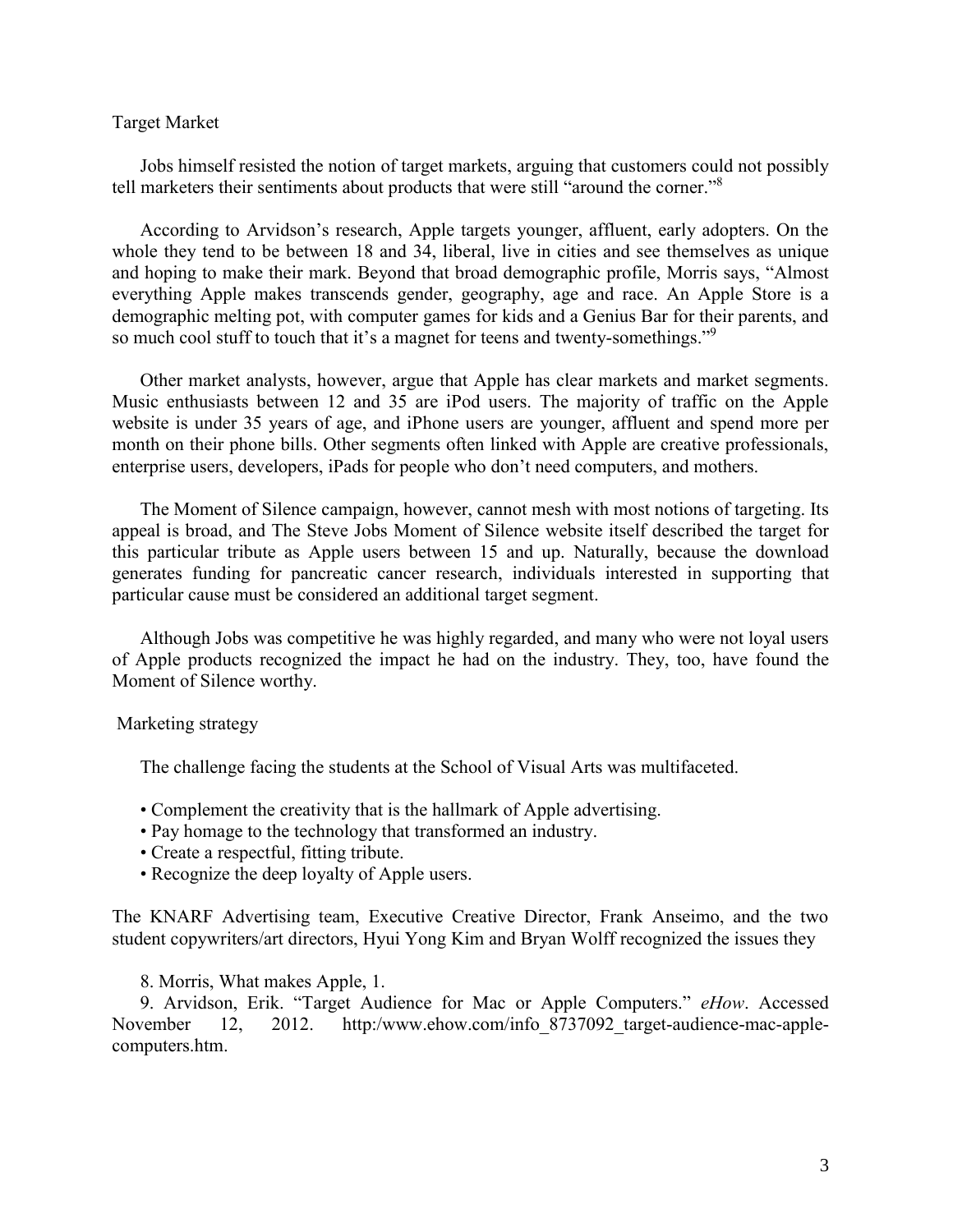## Target Market

Jobs himself resisted the notion of target markets, arguing that customers could not possibly tell marketers their sentiments about products that were still "around the corner."[8]

According to Arvidson's research, Apple targets younger, affluent, early adopters. On the whole they tend to be between 18 and 34, liberal, live in cities and see themselves as unique and hoping to make their mark. Beyond that broad demographic profile, Morris says, "Almost everything Apple makes transcends gender, geography, age and race. An Apple Store is a demographic melting pot, with computer games for kids and a Genius Bar for their parents, and so much cool stuff to touch that it's a magnet for teens and twenty-somethings."[9]

Other market analysts, however, argue that Apple has clear markets and market segments. Music enthusiasts between 12 and 35 are iPod users. The majority of traffic on the Apple website is under 35 years of age, and iPhone users are younger, affluent and spend more per month on their phone bills. Other segments often linked with Apple are creative professionals, enterprise users, developers, iPads for people who don't need computers, and mothers.

The Moment of Silence campaign, however, cannot mesh with most notions of targeting. Its appeal is broad, and The Steve Jobs Moment of Silence website itself described the target for this particular tribute as Apple users between 15 and up. Naturally, because the download generates funding for pancreatic cancer research, individuals interested in supporting that particular cause must be considered an additional target segment.

Although Jobs was competitive he was highly regarded, and many who were not loyal users of Apple products recognized the impact he had on the industry. They, too, have found the Moment of Silence worthy.

## Marketing strategy

The challenge facing the students at the School of Visual Arts was multifaceted.

- Complement the creativity that is the hallmark of Apple advertising.
- Pay homage to the technology that transformed an industry.
- Create a respectful, fitting tribute.
- Recognize the deep loyalty of Apple users.

The KNARF Advertising team, Executive Creative Director, Frank Anseimo, and the two student copywriters/art directors, Hyui Yong Kim and Bryan Wolff recognized the issues they

8. Morris, What makes Apple, 1.

9. Arvidson, Erik. "Target Audience for Mac or Apple Computers." *eHow*. Accessed November 12, 2012. http:/www.ehow.com/info_8737092_target-audience-mac-apple-computers.htm.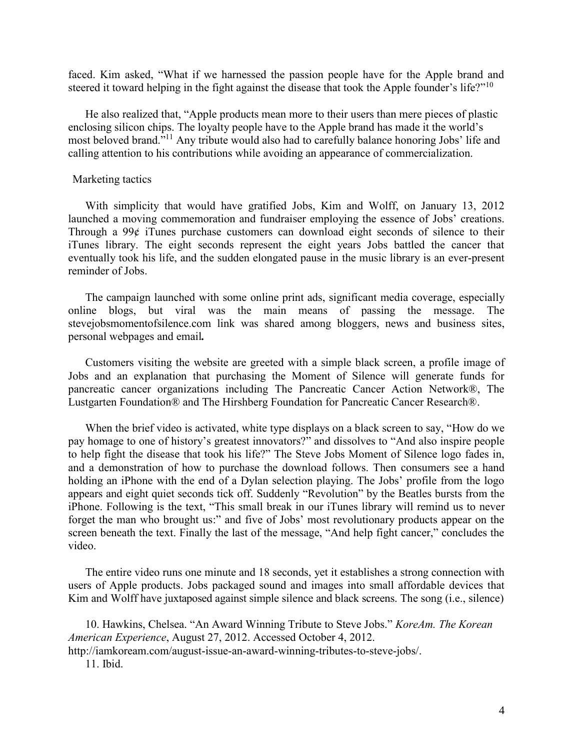faced. Kim asked, "What if we harnessed the passion people have for the Apple brand and steered it toward helping in the fight against the disease that took the Apple founder's life?"[10]

He also realized that, "Apple products mean more to their users than mere pieces of plastic enclosing silicon chips. The loyalty people have to the Apple brand has made it the world's most beloved brand."[11] Any tribute would also had to carefully balance honoring Jobs' life and calling attention to his contributions while avoiding an appearance of commercialization.

### Marketing tactics

With simplicity that would have gratified Jobs, Kim and Wolff, on January 13, 2012 launched a moving commemoration and fundraiser employing the essence of Jobs' creations. Through a 99¢ iTunes purchase customers can download eight seconds of silence to their iTunes library. The eight seconds represent the eight years Jobs battled the cancer that eventually took his life, and the sudden elongated pause in the music library is an ever-present reminder of Jobs.

The campaign launched with some online print ads, significant media coverage, especially online blogs, but viral was the main means of passing the message. The stevejobsmomentofsilence.com link was shared among bloggers, news and business sites, personal webpages and email**.**

Customers visiting the website are greeted with a simple black screen, a profile image of Jobs and an explanation that purchasing the Moment of Silence will generate funds for pancreatic cancer organizations including The Pancreatic Cancer Action Network®, The Lustgarten Foundation® and The Hirshberg Foundation for Pancreatic Cancer Research®.

When the brief video is activated, white type displays on a black screen to say, "How do we pay homage to one of history's greatest innovators?" and dissolves to "And also inspire people to help fight the disease that took his life?" The Steve Jobs Moment of Silence logo fades in, and a demonstration of how to purchase the download follows. Then consumers see a hand holding an iPhone with the end of a Dylan selection playing. The Jobs' profile from the logo appears and eight quiet seconds tick off. Suddenly "Revolution" by the Beatles bursts from the iPhone. Following is the text, "This small break in our iTunes library will remind us to never forget the man who brought us:" and five of Jobs' most revolutionary products appear on the screen beneath the text. Finally the last of the message, "And help fight cancer," concludes the video.

The entire video runs one minute and 18 seconds, yet it establishes a strong connection with users of Apple products. Jobs packaged sound and images into small affordable devices that Kim and Wolff have juxtaposed against simple silence and black screens. The song (i.e., silence)

10. Hawkins, Chelsea. "An Award Winning Tribute to Steve Jobs." *KoreAm. The Korean American Experience*, August 27, 2012. Accessed October 4, 2012. http://iamkoream.com/august-issue-an-award-winning-tributes-to-steve-jobs/.

11. Ibid.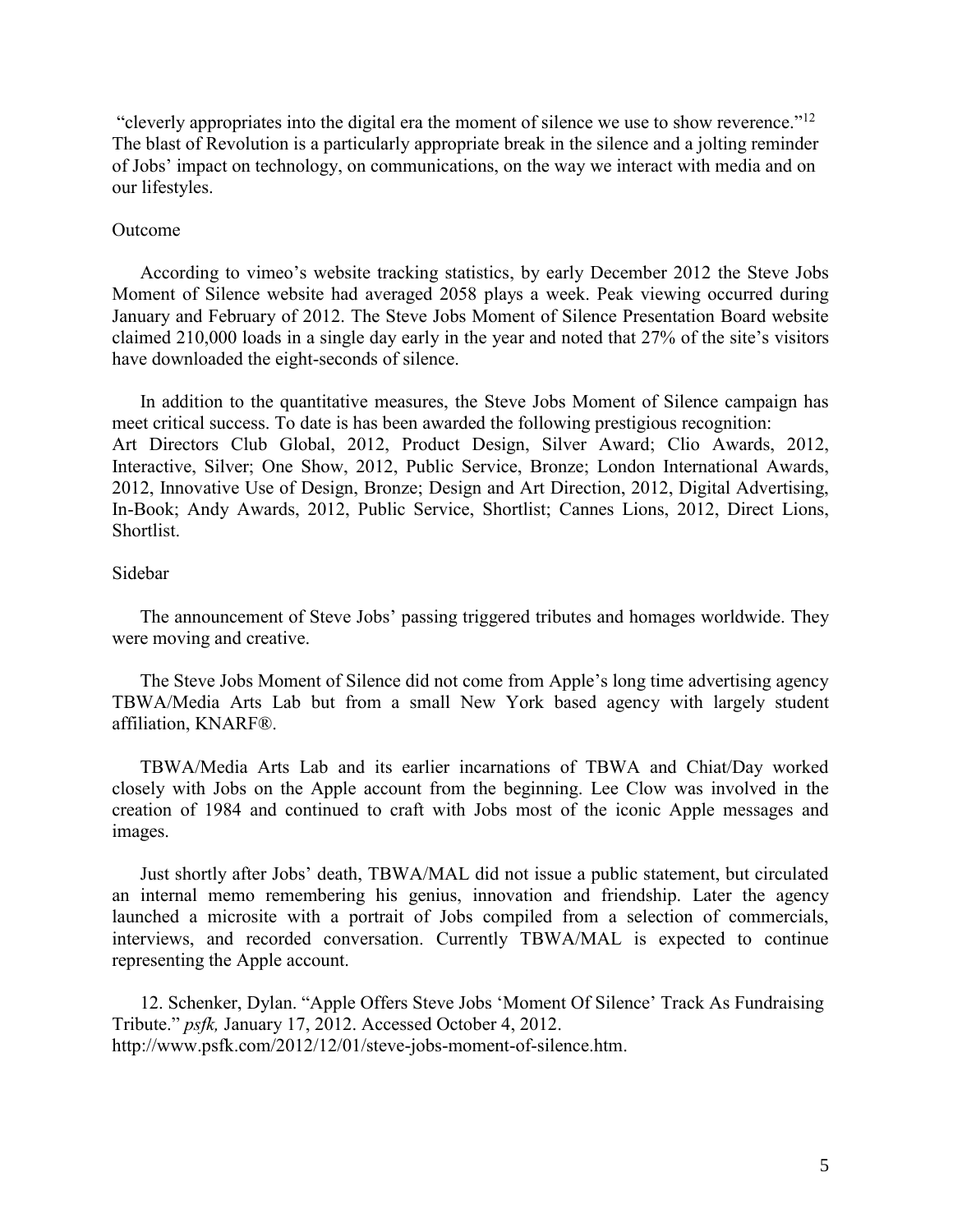"cleverly appropriates into the digital era the moment of silence we use to show reverence."[12] The blast of Revolution is a particularly appropriate break in the silence and a jolting reminder of Jobs' impact on technology, on communications, on the way we interact with media and on our lifestyles.

## Outcome

According to vimeo's website tracking statistics, by early December 2012 the Steve Jobs Moment of Silence website had averaged 2058 plays a week. Peak viewing occurred during January and February of 2012. The Steve Jobs Moment of Silence Presentation Board website claimed 210,000 loads in a single day early in the year and noted that 27% of the site's visitors have downloaded the eight-seconds of silence.

In addition to the quantitative measures, the Steve Jobs Moment of Silence campaign has meet critical success. To date is has been awarded the following prestigious recognition: Art Directors Club Global, 2012, Product Design, Silver Award; Clio Awards, 2012, Interactive, Silver; One Show, 2012, Public Service, Bronze; London International Awards, 2012, Innovative Use of Design, Bronze; Design and Art Direction, 2012, Digital Advertising, In-Book; Andy Awards, 2012, Public Service, Shortlist; Cannes Lions, 2012, Direct Lions, Shortlist.

## Sidebar

The announcement of Steve Jobs' passing triggered tributes and homages worldwide. They were moving and creative.

The Steve Jobs Moment of Silence did not come from Apple's long time advertising agency TBWA/Media Arts Lab but from a small New York based agency with largely student affiliation, KNARF®.

TBWA/Media Arts Lab and its earlier incarnations of TBWA and Chiat/Day worked closely with Jobs on the Apple account from the beginning. Lee Clow was involved in the creation of 1984 and continued to craft with Jobs most of the iconic Apple messages and images.

Just shortly after Jobs' death, TBWA/MAL did not issue a public statement, but circulated an internal memo remembering his genius, innovation and friendship. Later the agency launched a microsite with a portrait of Jobs compiled from a selection of commercials, interviews, and recorded conversation. Currently TBWA/MAL is expected to continue representing the Apple account.

12. Schenker, Dylan. "Apple Offers Steve Jobs 'Moment Of Silence' Track As Fundraising Tribute." *psfk,* January 17, 2012. Accessed October 4, 2012. http://www.psfk.com/2012/12/01/steve-jobs-moment-of-silence.htm.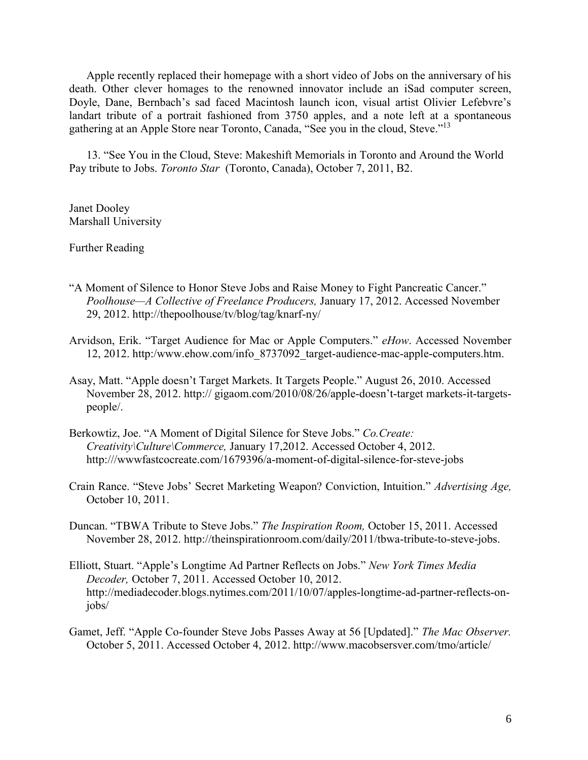Apple recently replaced their homepage with a short video of Jobs on the anniversary of his death. Other clever homages to the renowned innovator include an iSad computer screen, Doyle, Dane, Bernbach's sad faced Macintosh launch icon, visual artist Olivier Lefebvre's landart tribute of a portrait fashioned from 3750 apples, and a note left at a spontaneous gathering at an Apple Store near Toronto, Canada, "See you in the cloud, Steve."[13]

13. "See You in the Cloud, Steve: Makeshift Memorials in Toronto and Around the World Pay tribute to Jobs. *Toronto Star* (Toronto, Canada), October 7, 2011, B2.

Janet Dooley
Marshall University

Further Reading

"A Moment of Silence to Honor Steve Jobs and Raise Money to Fight Pancreatic Cancer." *Poolhouse—A Collective of Freelance Producers,* January 17, 2012. Accessed November 29, 2012. http://thepoolhouse/tv/blog/tag/knarf-ny/

Arvidson, Erik. "Target Audience for Mac or Apple Computers." *eHow*. Accessed November 12, 2012. http:/www.ehow.com/info_8737092_target-audience-mac-apple-computers.htm.

Asay, Matt. "Apple doesn't Target Markets. It Targets People." August 26, 2010. Accessed November 28, 2012. http:// gigaom.com/2010/08/26/apple-doesn't-target markets-it-targets-people/.

Berkowtiz, Joe. "A Moment of Digital Silence for Steve Jobs." *Co.Create: Creativity\Culture\Commerce,* January 17,2012. Accessed October 4, 2012. http:///wwwfastcocreate.com/1679396/a-moment-of-digital-silence-for-steve-jobs

Crain Rance. "Steve Jobs' Secret Marketing Weapon? Conviction, Intuition." *Advertising Age,* October 10, 2011.

Duncan. "TBWA Tribute to Steve Jobs." *The Inspiration Room,* October 15, 2011. Accessed November 28, 2012. http://theinspirationroom.com/daily/2011/tbwa-tribute-to-steve-jobs.

Elliott, Stuart. "Apple's Longtime Ad Partner Reflects on Jobs." *New York Times Media Decoder,* October 7, 2011. Accessed October 10, 2012. http://mediadecoder.blogs.nytimes.com/2011/10/07/apples-longtime-ad-partner-reflects-on-jobs/

Gamet, Jeff. "Apple Co-founder Steve Jobs Passes Away at 56 [Updated]." *The Mac Observer.* October 5, 2011. Accessed October 4, 2012. http://www.macobsersver.com/tmo/article/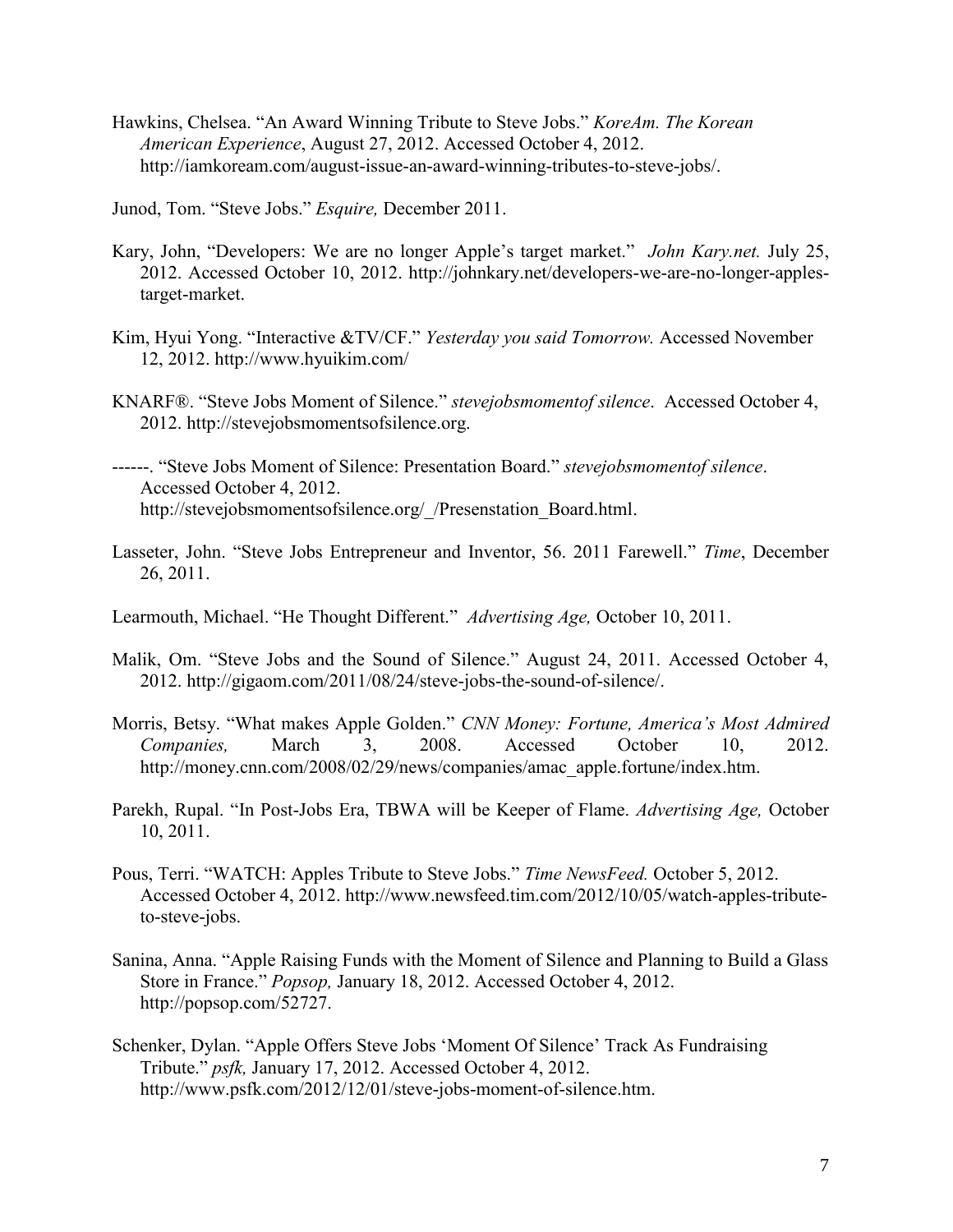Hawkins, Chelsea. "An Award Winning Tribute to Steve Jobs." *KoreAm. The Korean American Experience*, August 27, 2012. Accessed October 4, 2012. http://iamkoream.com/august-issue-an-award-winning-tributes-to-steve-jobs/.

Junod, Tom. "Steve Jobs." *Esquire,* December 2011.

Kary, John, "Developers: We are no longer Apple's target market." *John Kary.net.* July 25, 2012. Accessed October 10, 2012. http://johnkary.net/developers-we-are-no-longer-apples-target-market.

Kim, Hyui Yong. "Interactive &TV/CF." *Yesterday you said Tomorrow.* Accessed November 12, 2012. http://www.hyuikim.com/

KNARF®. "Steve Jobs Moment of Silence." *stevejobsmomentof silence*. Accessed October 4, 2012. http://stevejobsmomentsofsilence.org.

------. "Steve Jobs Moment of Silence: Presentation Board." *stevejobsmomentof silence*. Accessed October 4, 2012. http://stevejobsmomentsofsilence.org/_/Presenstation_Board.html.

Lasseter, John. "Steve Jobs Entrepreneur and Inventor, 56. 2011 Farewell." *Time*, December 26, 2011.

Learmouth, Michael. "He Thought Different." *Advertising Age,* October 10, 2011.

Malik, Om. "Steve Jobs and the Sound of Silence." August 24, 2011. Accessed October 4, 2012. http://gigaom.com/2011/08/24/steve-jobs-the-sound-of-silence/.

Morris, Betsy. "What makes Apple Golden." *CNN Money: Fortune, America's Most Admired Companies,* March 3, 2008. Accessed October 10, 2012. http://money.cnn.com/2008/02/29/news/companies/amac_apple.fortune/index.htm.

Parekh, Rupal. "In Post-Jobs Era, TBWA will be Keeper of Flame. *Advertising Age,* October 10, 2011.

Pous, Terri. "WATCH: Apples Tribute to Steve Jobs." *Time NewsFeed.* October 5, 2012. Accessed October 4, 2012. http://www.newsfeed.tim.com/2012/10/05/watch-apples-tribute-to-steve-jobs.

Sanina, Anna. "Apple Raising Funds with the Moment of Silence and Planning to Build a Glass Store in France." *Popsop,* January 18, 2012. Accessed October 4, 2012. http://popsop.com/52727.

Schenker, Dylan. "Apple Offers Steve Jobs 'Moment Of Silence' Track As Fundraising Tribute." *psfk,* January 17, 2012. Accessed October 4, 2012. http://www.psfk.com/2012/12/01/steve-jobs-moment-of-silence.htm.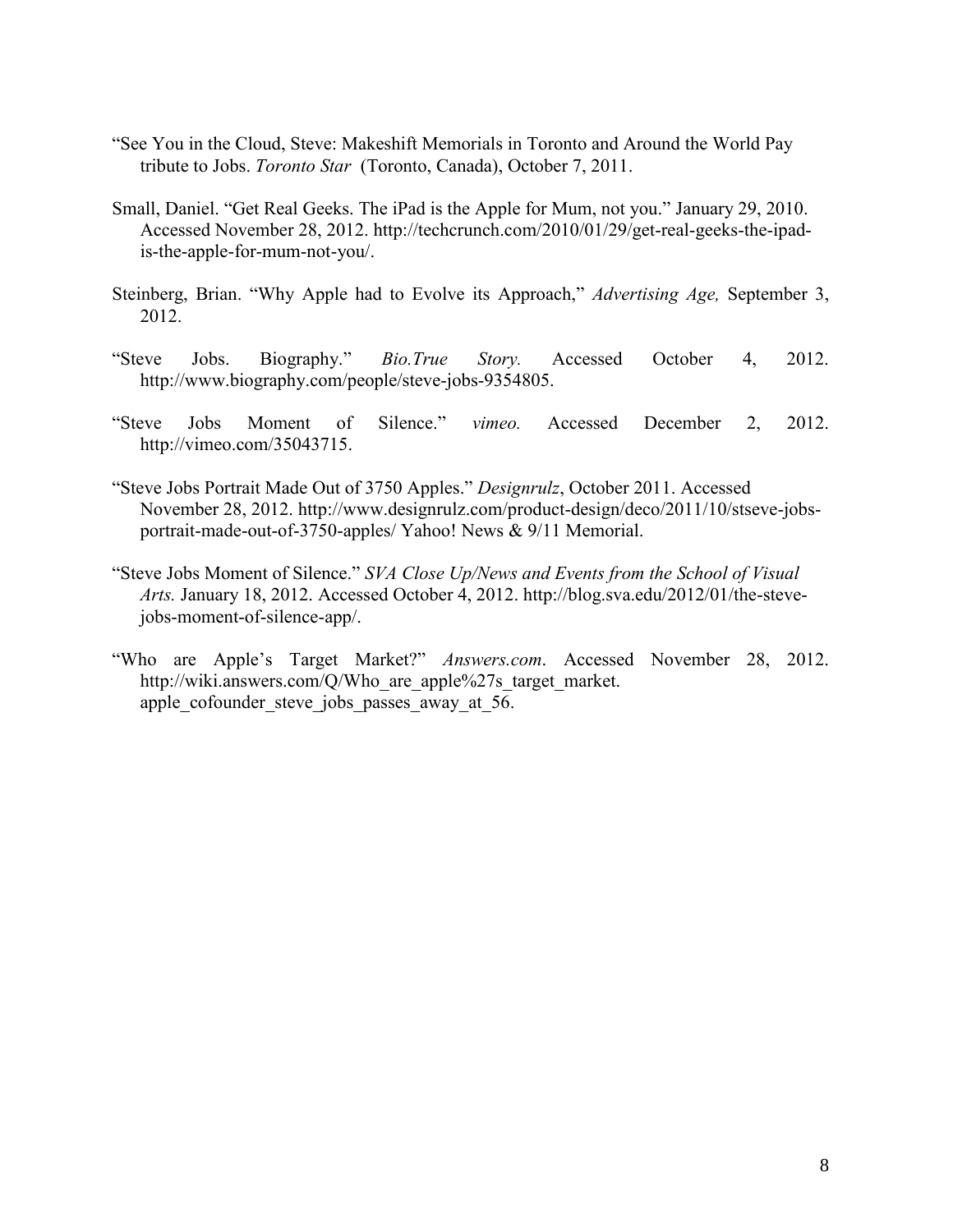"See You in the Cloud, Steve: Makeshift Memorials in Toronto and Around the World Pay tribute to Jobs. *Toronto Star* (Toronto, Canada), October 7, 2011.

Small, Daniel. "Get Real Geeks. The iPad is the Apple for Mum, not you." January 29, 2010. Accessed November 28, 2012. http://techcrunch.com/2010/01/29/get-real-geeks-the-ipad-is-the-apple-for-mum-not-you/.

Steinberg, Brian. "Why Apple had to Evolve its Approach," *Advertising Age,* September 3, 2012.

"Steve Jobs. Biography." *Bio.True Story.* Accessed October 4, 2012. http://www.biography.com/people/steve-jobs-9354805.

"Steve Jobs Moment of Silence." *vimeo.* Accessed December 2, 2012. http://vimeo.com/35043715.

"Steve Jobs Portrait Made Out of 3750 Apples." *Designrulz*, October 2011. Accessed November 28, 2012. http://www.designrulz.com/product-design/deco/2011/10/stseve-jobs-portrait-made-out-of-3750-apples/ Yahoo! News & 9/11 Memorial.

"Steve Jobs Moment of Silence." *SVA Close Up/News and Events from the School of Visual Arts.* January 18, 2012. Accessed October 4, 2012. http://blog.sva.edu/2012/01/the-steve-jobs-moment-of-silence-app/.

"Who are Apple's Target Market?" *Answers.com*. Accessed November 28, 2012. http://wiki.answers.com/Q/Who_are_apple%27s_target_market. apple_cofounder_steve_jobs_passes_away_at_56.